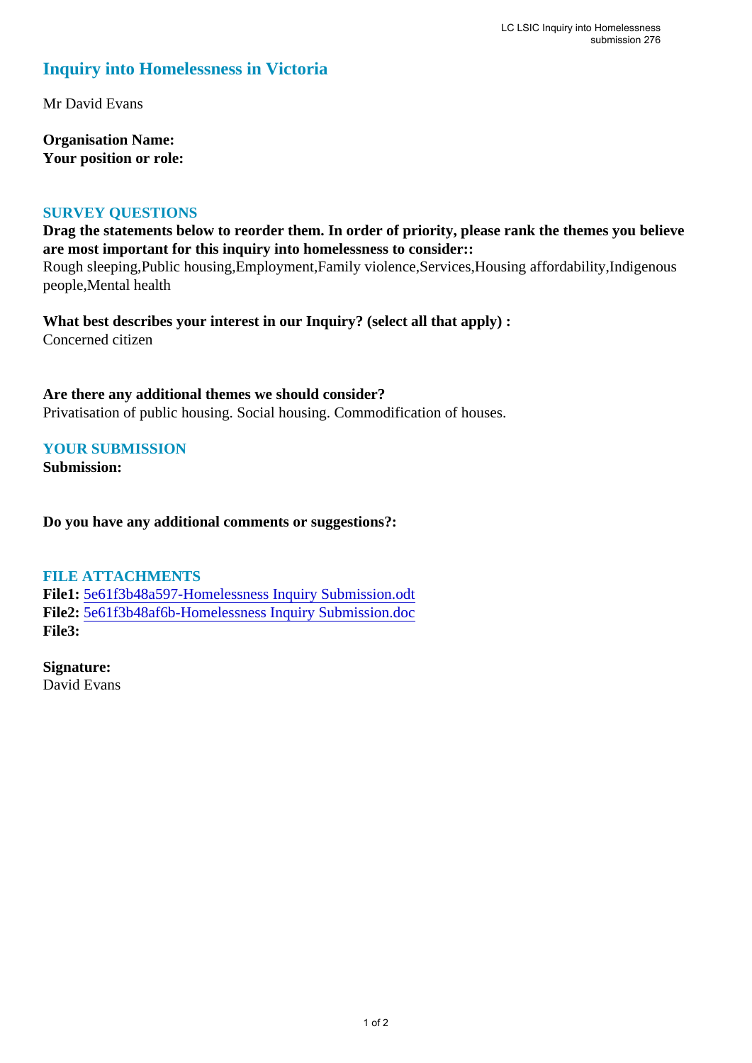# Inquiry into Homelessness in Victoria

Mr David Evans

**Organisation Name:**
**Your position or role:**

## SURVEY QUESTIONS

**Drag the statements below to reorder them. In order of priority, please rank the themes you believe are most important for this inquiry into homelessness to consider::**
Rough sleeping,Public housing,Employment,Family violence,Services,Housing affordability,Indigenous people,Mental health

**What best describes your interest in our Inquiry? (select all that apply) :**
Concerned citizen

**Are there any additional themes we should consider?**
Privatisation of public housing. Social housing. Commodification of houses.

## YOUR SUBMISSION

**Submission:**

**Do you have any additional comments or suggestions?:**

## FILE ATTACHMENTS

**File1:** 5e61f3b48a597-Homelessness Inquiry Submission.odt
**File2:** 5e61f3b48af6b-Homelessness Inquiry Submission.doc
**File3:**

**Signature:**
David Evans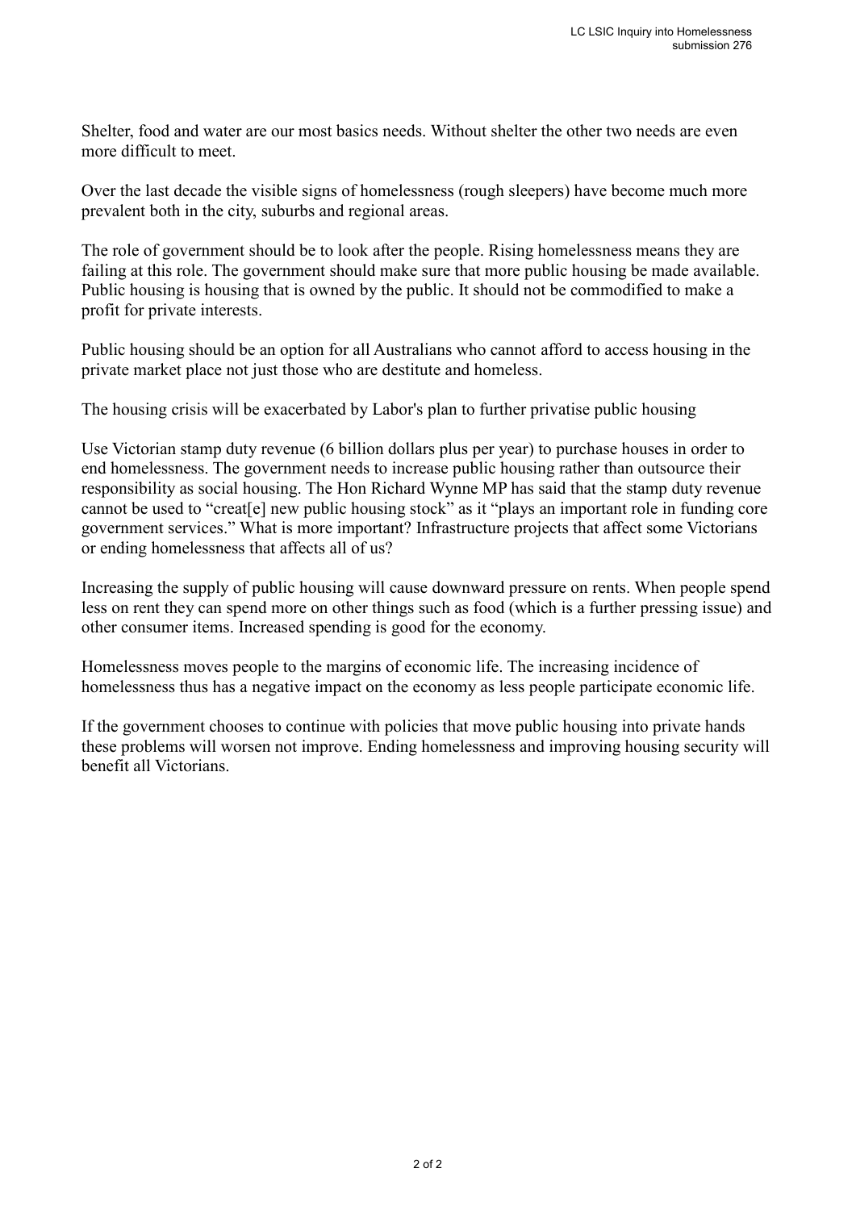Shelter, food and water are our most basics needs. Without shelter the other two needs are even more difficult to meet.

Over the last decade the visible signs of homelessness (rough sleepers) have become much more prevalent both in the city, suburbs and regional areas.

The role of government should be to look after the people. Rising homelessness means they are failing at this role. The government should make sure that more public housing be made available. Public housing is housing that is owned by the public. It should not be commodified to make a profit for private interests.

Public housing should be an option for all Australians who cannot afford to access housing in the private market place not just those who are destitute and homeless.

The housing crisis will be exacerbated by Labor's plan to further privatise public housing

Use Victorian stamp duty revenue (6 billion dollars plus per year) to purchase houses in order to end homelessness. The government needs to increase public housing rather than outsource their responsibility as social housing. The Hon Richard Wynne MP has said that the stamp duty revenue cannot be used to "creat[e] new public housing stock" as it "plays an important role in funding core government services." What is more important? Infrastructure projects that affect some Victorians or ending homelessness that affects all of us?

Increasing the supply of public housing will cause downward pressure on rents. When people spend less on rent they can spend more on other things such as food (which is a further pressing issue) and other consumer items. Increased spending is good for the economy.

Homelessness moves people to the margins of economic life. The increasing incidence of homelessness thus has a negative impact on the economy as less people participate economic life.

If the government chooses to continue with policies that move public housing into private hands these problems will worsen not improve. Ending homelessness and improving housing security will benefit all Victorians.